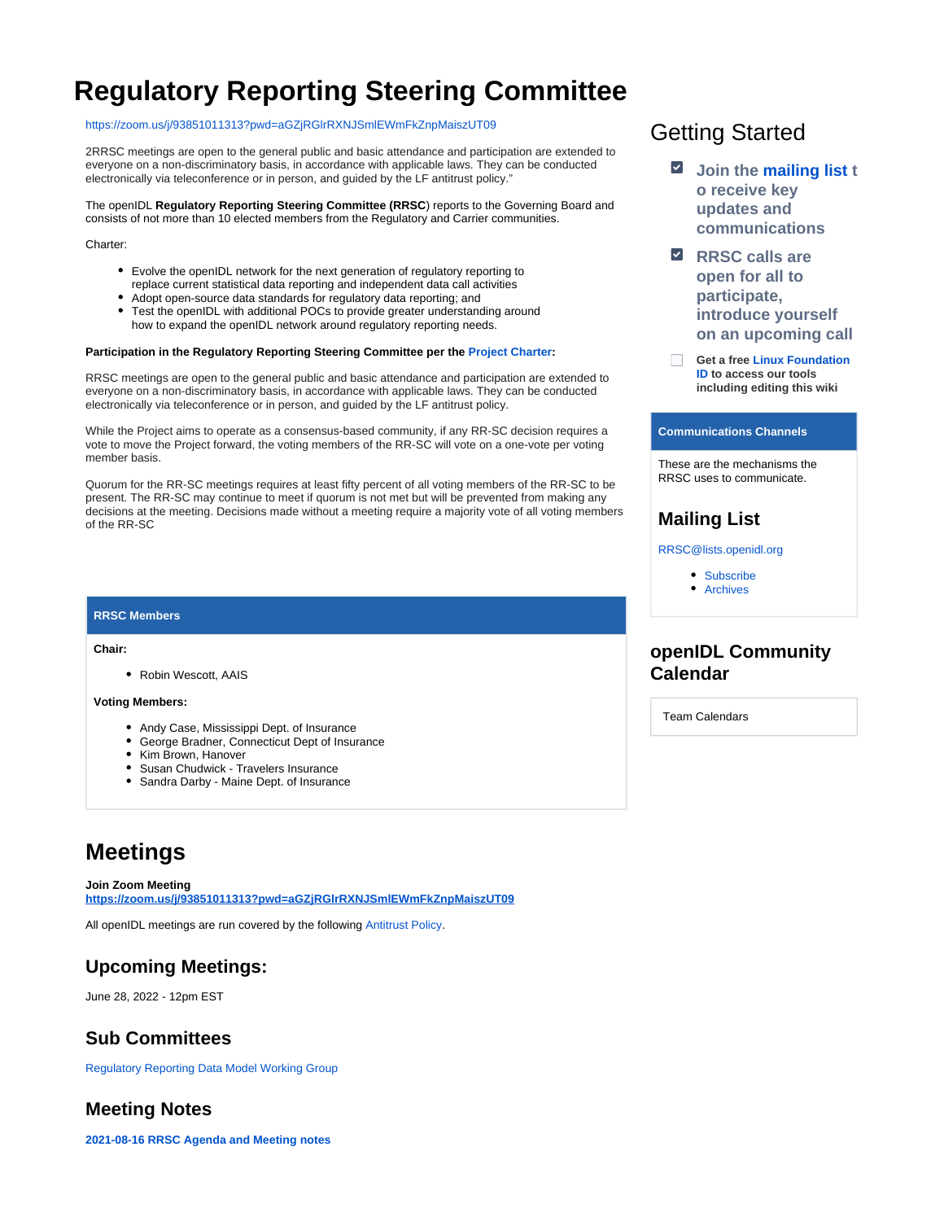# Regulatory Reporting Steering Committee

https://zoom.us/j/93851011313?pwd=aGZjRGlrRXNJSmlEWmFkZnpMaiszUT09

2RRSC meetings are open to the general public and basic attendance and participation are extended to everyone on a non-discriminatory basis, in accordance with applicable laws. They can be conducted electronically via teleconference or in person, and guided by the LF antitrust policy."

The openIDL **Regulatory Reporting Steering Committee (RRSC**) reports to the Governing Board and consists of not more than 10 elected members from the Regulatory and Carrier communities.

Charter:

- Evolve the openIDL network for the next generation of regulatory reporting to replace current statistical data reporting and independent data call activities
- Adopt open-source data standards for regulatory data reporting; and
- Test the openIDL with additional POCs to provide greater understanding around how to expand the openIDL network around regulatory reporting needs.

**Participation in the Regulatory Reporting Steering Committee per the Project Charter:**

RRSC meetings are open to the general public and basic attendance and participation are extended to everyone on a non-discriminatory basis, in accordance with applicable laws. They can be conducted electronically via teleconference or in person, and guided by the LF antitrust policy.

While the Project aims to operate as a consensus-based community, if any RR-SC decision requires a vote to move the Project forward, the voting members of the RR-SC will vote on a one-vote per voting member basis.

Quorum for the RR-SC meetings requires at least fifty percent of all voting members of the RR-SC to be present. The RR-SC may continue to meet if quorum is not met but will be prevented from making any decisions at the meeting. Decisions made without a meeting require a majority vote of all voting members of the RR-SC

**RRSC Members**

**Chair:**

- Robin Wescott, AAIS

**Voting Members:**

- Andy Case, Mississippi Dept. of Insurance
- George Bradner, Connecticut Dept of Insurance
- Kim Brown, Hanover
- Susan Chudwick - Travelers Insurance
- Sandra Darby - Maine Dept. of Insurance

## Meetings

**Join Zoom Meeting**
**https://zoom.us/j/93851011313?pwd=aGZjRGlrRXNJSmlEWmFkZnpMaiszUT09**

All openIDL meetings are run covered by the following Antitrust Policy.

### Upcoming Meetings:

June 28, 2022 - 12pm EST

### Sub Committees

Regulatory Reporting Data Model Working Group

### Meeting Notes

**2021-08-16 RRSC Agenda and Meeting notes**

## Getting Started

- [x] **Join the mailing list to receive key updates and communications**
- [x] **RRSC calls are open for all to participate, introduce yourself on an upcoming call**
- [ ] **Get a free Linux Foundation ID to access our tools including editing this wiki**

**Communications Channels**

These are the mechanisms the RRSC uses to communicate.

### Mailing List

RRSC@lists.openidl.org

- Subscribe
- Archives

### openIDL Community Calendar

Team Calendars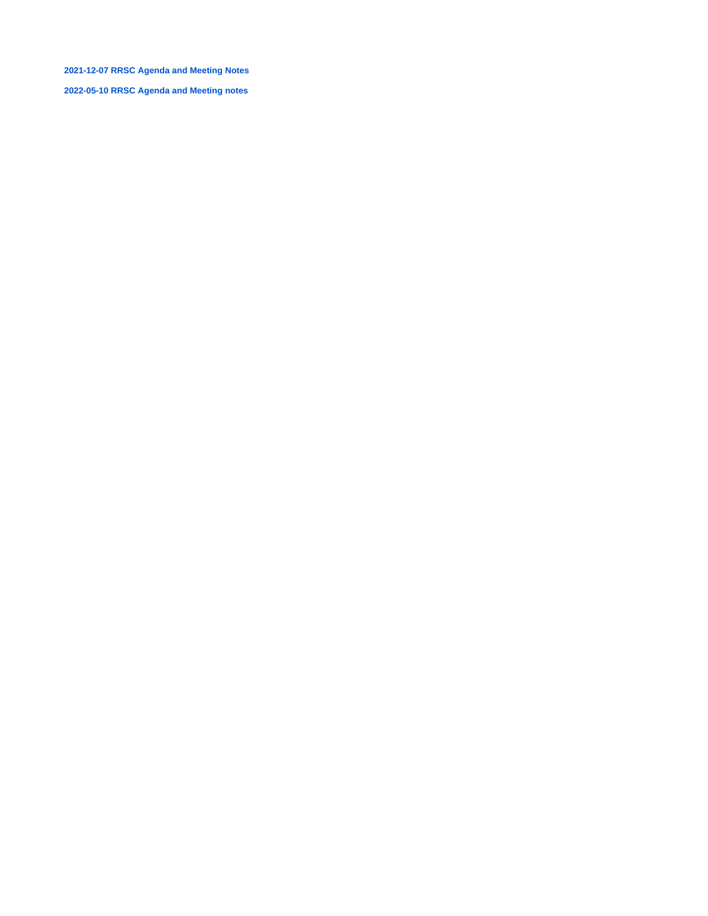**2021-12-07 RRSC Agenda and Meeting Notes**

**2022-05-10 RRSC Agenda and Meeting notes**